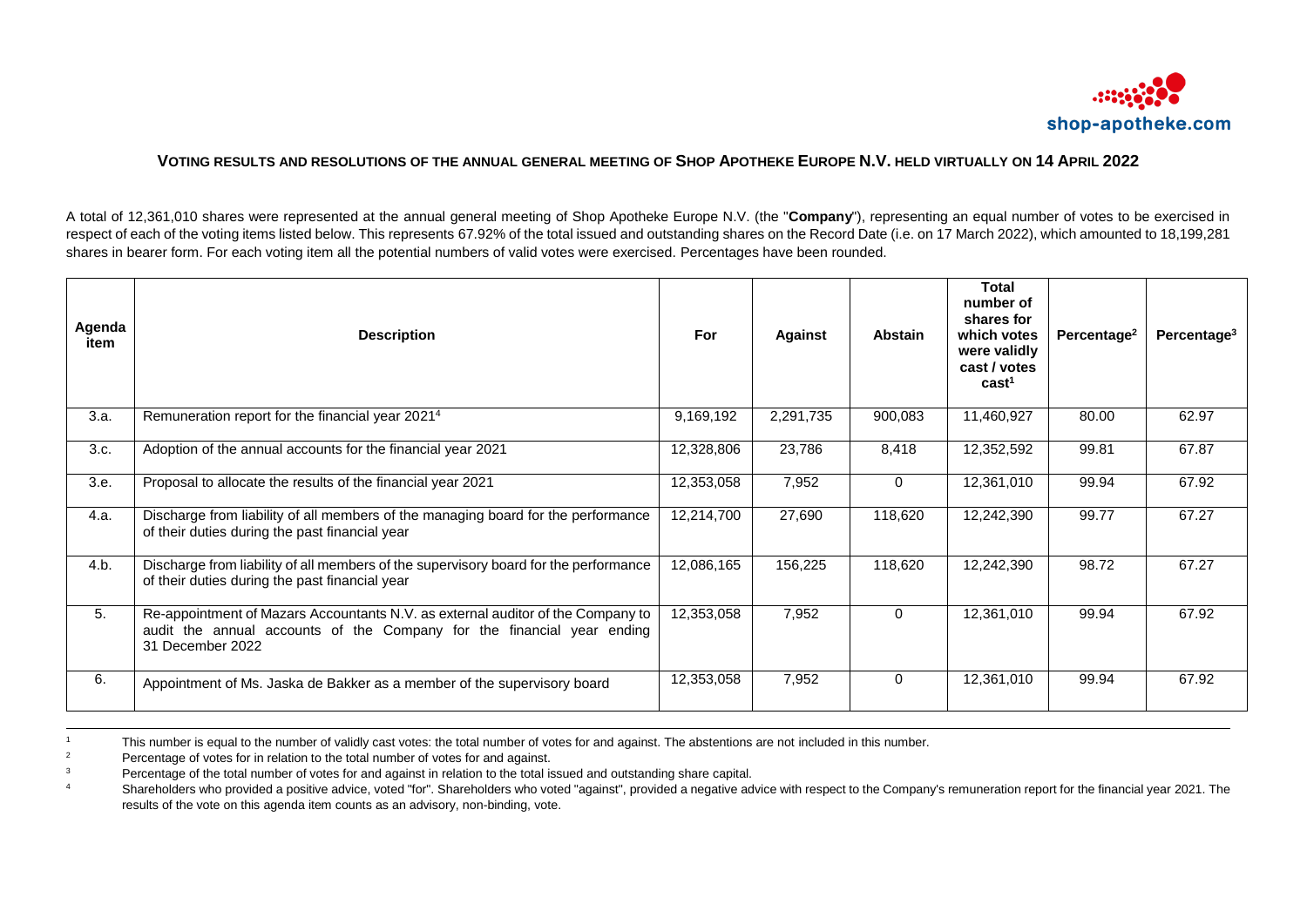# VOTING RESULTS AND RESOLUTIONS OF THE ANNUAL GENERAL MEETING OF SHOP APOTHEKE EUROPE N.V. HELD VIRTUALLY ON 14 APRIL 2022

A total of 12,361,010 shares were represented at the annual general meeting of Shop Apotheke Europe N.V. (the "**Company**"), representing an equal number of votes to be exercised in respect of each of the voting items listed below. This represents 67.92% of the total issued and outstanding shares on the Record Date (i.e. on 17 March 2022), which amounted to 18,199,281 shares in bearer form. For each voting item all the potential numbers of valid votes were exercised. Percentages have been rounded.

| Agenda item | Description | For | Against | Abstain | Total number of shares for which votes were validly cast / votes cast[1] | Percentage[2] | Percentage[3] |
|---|---|---|---|---|---|---|---|
| 3.a. | Remuneration report for the financial year 2021[4] | 9,169,192 | 2,291,735 | 900,083 | 11,460,927 | 80.00 | 62.97 |
| 3.c. | Adoption of the annual accounts for the financial year 2021 | 12,328,806 | 23,786 | 8,418 | 12,352,592 | 99.81 | 67.87 |
| 3.e. | Proposal to allocate the results of the financial year 2021 | 12,353,058 | 7,952 | 0 | 12,361,010 | 99.94 | 67.92 |
| 4.a. | Discharge from liability of all members of the managing board for the performance of their duties during the past financial year | 12,214,700 | 27,690 | 118,620 | 12,242,390 | 99.77 | 67.27 |
| 4.b. | Discharge from liability of all members of the supervisory board for the performance of their duties during the past financial year | 12,086,165 | 156,225 | 118,620 | 12,242,390 | 98.72 | 67.27 |
| 5. | Re-appointment of Mazars Accountants N.V. as external auditor of the Company to audit the annual accounts of the Company for the financial year ending 31 December 2022 | 12,353,058 | 7,952 | 0 | 12,361,010 | 99.94 | 67.92 |
| 6. | Appointment of Ms. Jaska de Bakker as a member of the supervisory board | 12,353,058 | 7,952 | 0 | 12,361,010 | 99.94 | 67.92 |

[1] This number is equal to the number of validly cast votes: the total number of votes for and against. The abstentions are not included in this number.

[2] Percentage of votes for in relation to the total number of votes for and against.

[3] Percentage of the total number of votes for and against in relation to the total issued and outstanding share capital.

[4] Shareholders who provided a positive advice, voted "for". Shareholders who voted "against", provided a negative advice with respect to the Company's remuneration report for the financial year 2021. The results of the vote on this agenda item counts as an advisory, non-binding, vote.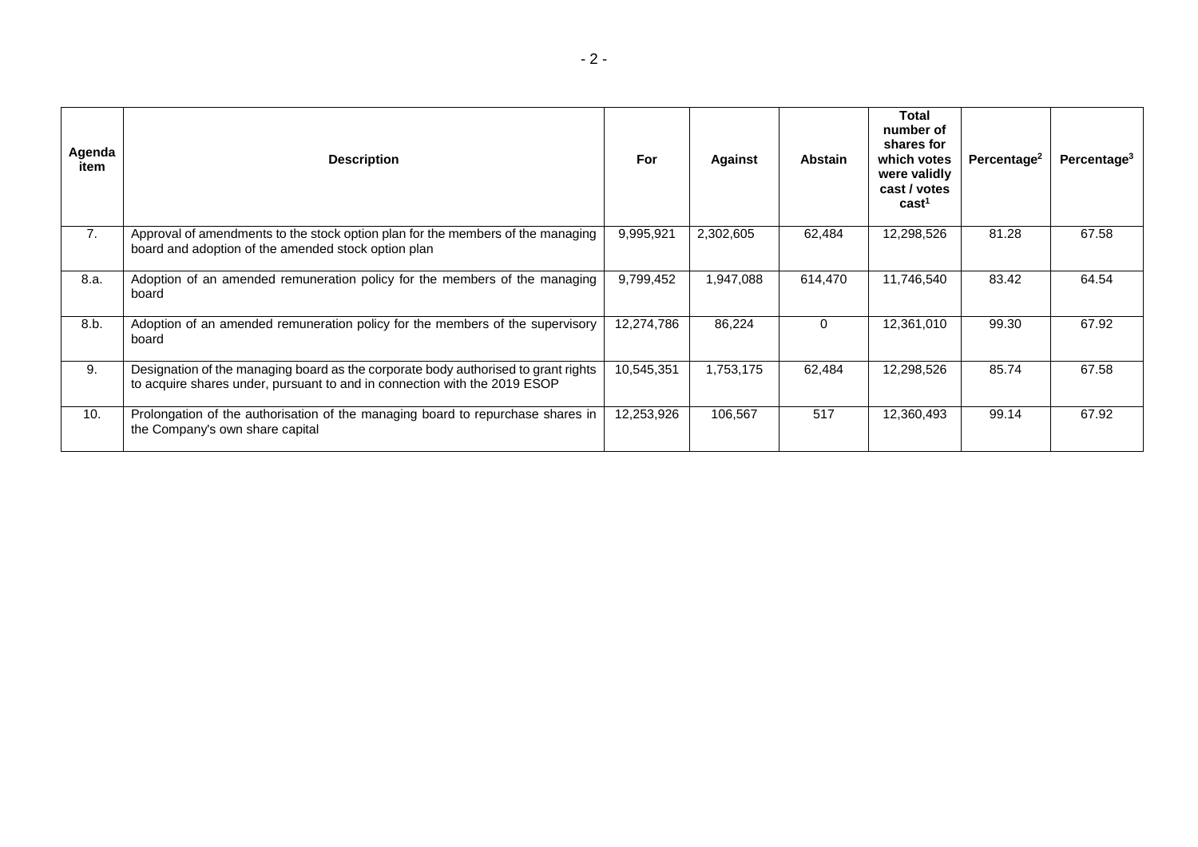| Agenda item | Description | For | Against | Abstain | Total number of shares for which votes were validly cast / votes cast[1] | Percentage[2] | Percentage[3] |
|---|---|---|---|---|---|---|---|
| 7. | Approval of amendments to the stock option plan for the members of the managing board and adoption of the amended stock option plan | 9,995,921 | 2,302,605 | 62,484 | 12,298,526 | 81.28 | 67.58 |
| 8.a. | Adoption of an amended remuneration policy for the members of the managing board | 9,799,452 | 1,947,088 | 614,470 | 11,746,540 | 83.42 | 64.54 |
| 8.b. | Adoption of an amended remuneration policy for the members of the supervisory board | 12,274,786 | 86,224 | 0 | 12,361,010 | 99.30 | 67.92 |
| 9. | Designation of the managing board as the corporate body authorised to grant rights to acquire shares under, pursuant to and in connection with the 2019 ESOP | 10,545,351 | 1,753,175 | 62,484 | 12,298,526 | 85.74 | 67.58 |
| 10. | Prolongation of the authorisation of the managing board to repurchase shares in the Company's own share capital | 12,253,926 | 106,567 | 517 | 12,360,493 | 99.14 | 67.92 |